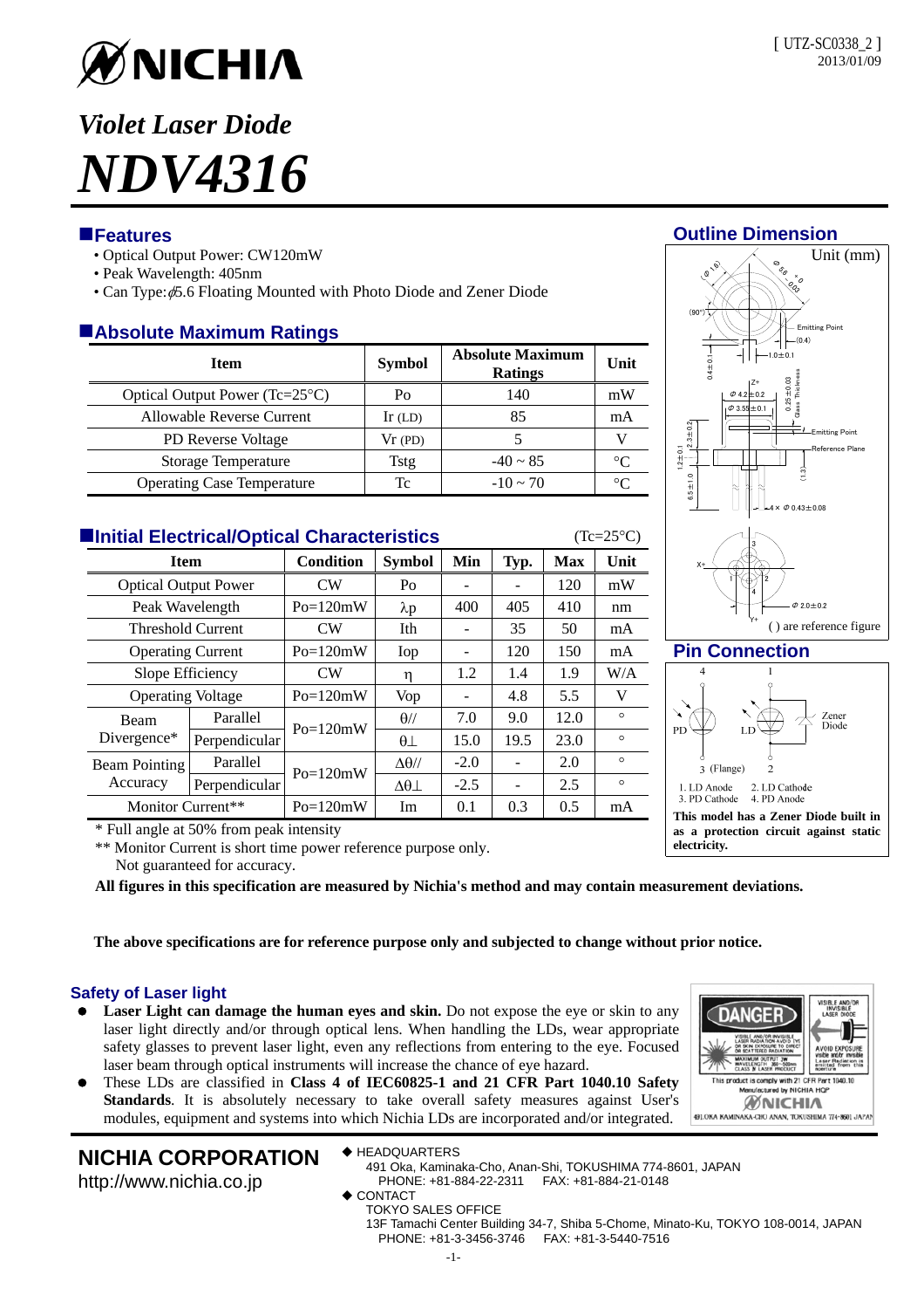[ UTZ-SC0338_2 ]
2013/01/09

# NICHIA

# *Violet Laser Diode*

# *NDV4316*

## Features

- Optical Output Power: CW120mW
- Peak Wavelength: 405nm
- Can Type: $\phi$5.6 Floating Mounted with Photo Diode and Zener Diode

## Absolute Maximum Ratings

| Item | Symbol | Absolute Maximum Ratings | Unit |
|---|---|---|---|
| Optical Output Power (Tc=25°C) | Po | 140 | mW |
| Allowable Reverse Current | Ir (LD) | 85 | mA |
| PD Reverse Voltage | Vr (PD) | 5 | V |
| Storage Temperature | Tstg | -40 ~ 85 | °C |
| Operating Case Temperature | Tc | -10 ~ 70 | °C |

## Initial Electrical/Optical Characteristics

(Tc=25°C)

| Item | | Condition | Symbol | Min | Typ. | Max | Unit |
|---|---|---|---|---|---|---|---|
| Optical Output Power | | CW | Po | - | - | 120 | mW |
| Peak Wavelength | | Po=120mW | $\lambda$p | 400 | 405 | 410 | nm |
| Threshold Current | | CW | Ith | - | 35 | 50 | mA |
| Operating Current | | Po=120mW | Iop | - | 120 | 150 | mA |
| Slope Efficiency | | CW | $\eta$ | 1.2 | 1.4 | 1.9 | W/A |
| Operating Voltage | | Po=120mW | Vop | - | 4.8 | 5.5 | V |
| Beam Divergence* | Parallel | Po=120mW | $\theta$// | 7.0 | 9.0 | 12.0 | ° |
| | Perpendicular | | $\theta\perp$ | 15.0 | 19.5 | 23.0 | ° |
| Beam Pointing Accuracy | Parallel | Po=120mW | $\Delta\theta$// | -2.0 | - | 2.0 | ° |
| | Perpendicular | | $\Delta\theta\perp$ | -2.5 | - | 2.5 | ° |
| Monitor Current** | | Po=120mW | Im | 0.1 | 0.3 | 0.5 | mA |

\* Full angle at 50% from peak intensity

\** Monitor Current is short time power reference purpose only. Not guaranteed for accuracy.

**All figures in this specification are measured by Nichia's method and may contain measurement deviations.**

**The above specifications are for reference purpose only and subjected to change without prior notice.**

## Outline Dimension

Unit (mm)

( ) are reference figure

## Pin Connection

1. LD Anode
2. LD Cathode
3. PD Cathode
4. PD Anode

**This model has a Zener Diode built in as a protection circuit against static electricity.**

## Safety of Laser light

- **Laser Light can damage the human eyes and skin.** Do not expose the eye or skin to any laser light directly and/or through optical lens. When handling the LDs, wear appropriate safety glasses to prevent laser light, even any reflections from entering to the eye. Focused laser beam through optical instruments will increase the chance of eye hazard.
- These LDs are classified in **Class 4 of IEC60825-1 and 21 CFR Part 1040.10 Safety Standards**. It is absolutely necessary to take overall safety measures against User's modules, equipment and systems into which Nichia LDs are incorporated and/or integrated.

**NICHIA CORPORATION**
http://www.nichia.co.jp

◆ HEADQUARTERS
491 Oka, Kaminaka-Cho, Anan-Shi, TOKUSHIMA 774-8601, JAPAN
PHONE: +81-884-22-2311 FAX: +81-884-21-0148

◆ CONTACT
TOKYO SALES OFFICE
13F Tamachi Center Building 34-7, Shiba 5-Chome, Minato-Ku, TOKYO 108-0014, JAPAN
PHONE: +81-3-3456-3746 FAX: +81-3-5440-7516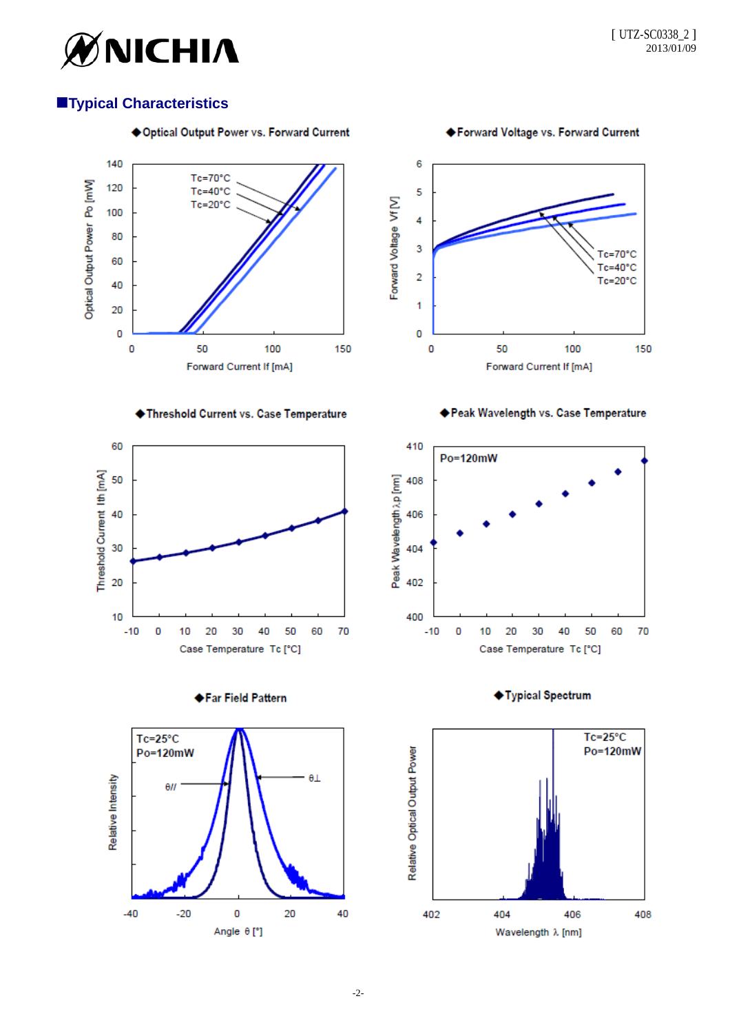## ■Typical Characteristics

◆Optical Output Power vs. Forward Current

◆Forward Voltage vs. Forward Current

◆Threshold Current vs. Case Temperature

◆Peak Wavelength vs. Case Temperature

◆Far Field Pattern

◆Typical Spectrum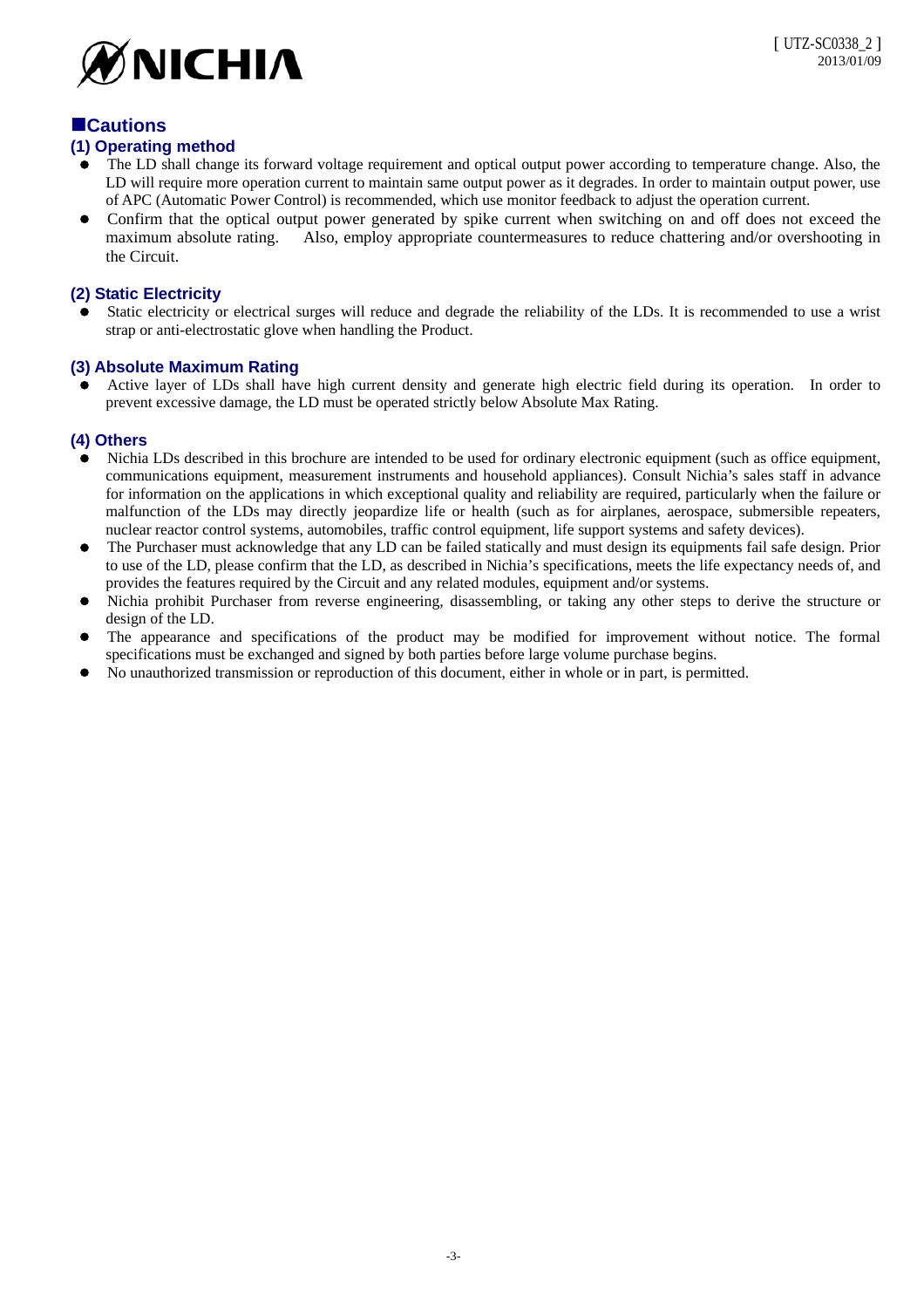## ■Cautions

### (1) Operating method

- The LD shall change its forward voltage requirement and optical output power according to temperature change. Also, the LD will require more operation current to maintain same output power as it degrades. In order to maintain output power, use of APC (Automatic Power Control) is recommended, which use monitor feedback to adjust the operation current.
- Confirm that the optical output power generated by spike current when switching on and off does not exceed the maximum absolute rating. Also, employ appropriate countermeasures to reduce chattering and/or overshooting in the Circuit.

### (2) Static Electricity

- Static electricity or electrical surges will reduce and degrade the reliability of the LDs. It is recommended to use a wrist strap or anti-electrostatic glove when handling the Product.

### (3) Absolute Maximum Rating

- Active layer of LDs shall have high current density and generate high electric field during its operation. In order to prevent excessive damage, the LD must be operated strictly below Absolute Max Rating.

### (4) Others

- Nichia LDs described in this brochure are intended to be used for ordinary electronic equipment (such as office equipment, communications equipment, measurement instruments and household appliances). Consult Nichia's sales staff in advance for information on the applications in which exceptional quality and reliability are required, particularly when the failure or malfunction of the LDs may directly jeopardize life or health (such as for airplanes, aerospace, submersible repeaters, nuclear reactor control systems, automobiles, traffic control equipment, life support systems and safety devices).
- The Purchaser must acknowledge that any LD can be failed statically and must design its equipments fail safe design. Prior to use of the LD, please confirm that the LD, as described in Nichia's specifications, meets the life expectancy needs of, and provides the features required by the Circuit and any related modules, equipment and/or systems.
- Nichia prohibit Purchaser from reverse engineering, disassembling, or taking any other steps to derive the structure or design of the LD.
- The appearance and specifications of the product may be modified for improvement without notice. The formal specifications must be exchanged and signed by both parties before large volume purchase begins.
- No unauthorized transmission or reproduction of this document, either in whole or in part, is permitted.